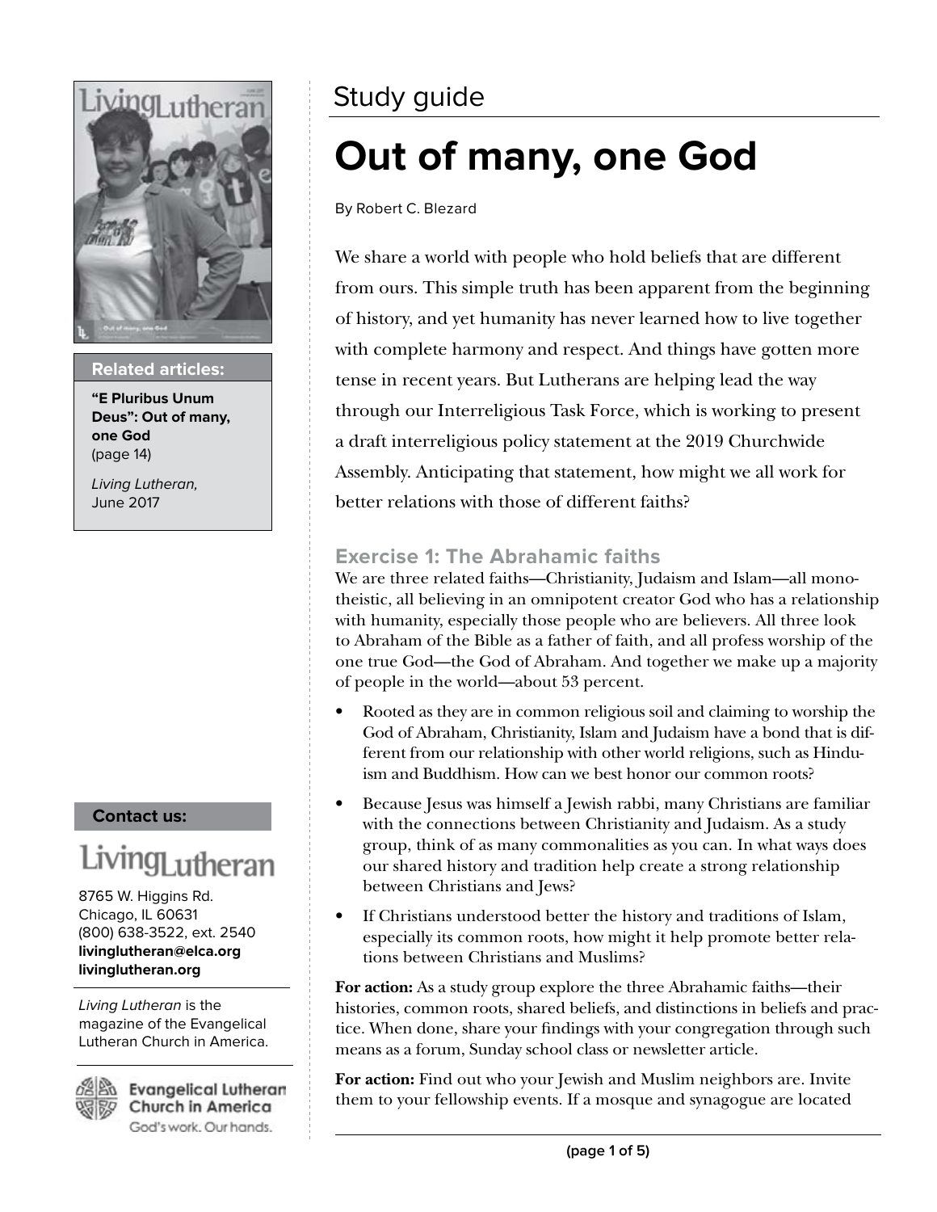Study guide

# Out of many, one God

By Robert C. Blezard

We share a world with people who hold beliefs that are different from ours. This simple truth has been apparent from the beginning of history, and yet humanity has never learned how to live together with complete harmony and respect. And things have gotten more tense in recent years. But Lutherans are helping lead the way through our Interreligious Task Force, which is working to present a draft interreligious policy statement at the 2019 Churchwide Assembly. Anticipating that statement, how might we all work for better relations with those of different faiths?

## Exercise 1: The Abrahamic faiths

We are three related faiths—Christianity, Judaism and Islam—all monotheistic, all believing in an omnipotent creator God who has a relationship with humanity, especially those people who are believers. All three look to Abraham of the Bible as a father of faith, and all profess worship of the one true God—the God of Abraham. And together we make up a majority of people in the world—about 53 percent.

- Rooted as they are in common religious soil and claiming to worship the God of Abraham, Christianity, Islam and Judaism have a bond that is different from our relationship with other world religions, such as Hinduism and Buddhism. How can we best honor our common roots?
- Because Jesus was himself a Jewish rabbi, many Christians are familiar with the connections between Christianity and Judaism. As a study group, think of as many commonalities as you can. In what ways does our shared history and tradition help create a strong relationship between Christians and Jews?
- If Christians understood better the history and traditions of Islam, especially its common roots, how might it help promote better relations between Christians and Muslims?

**For action:** As a study group explore the three Abrahamic faiths—their histories, common roots, shared beliefs, and distinctions in beliefs and practice. When done, share your findings with your congregation through such means as a forum, Sunday school class or newsletter article.

**For action:** Find out who your Jewish and Muslim neighbors are. Invite them to your fellowship events. If a mosque and synagogue are located

**Related articles:**

**"E Pluribus Unum Deus": Out of many, one God** (page 14)

*Living Lutheran,* June 2017

**Contact us:**

Living Lutheran

8765 W. Higgins Rd.
Chicago, IL 60631
(800) 638-3522, ext. 2540
**livinglutheran@elca.org**
**livinglutheran.org**

*Living Lutheran* is the magazine of the Evangelical Lutheran Church in America.

Evangelical Lutheran Church in America
God's work. Our hands.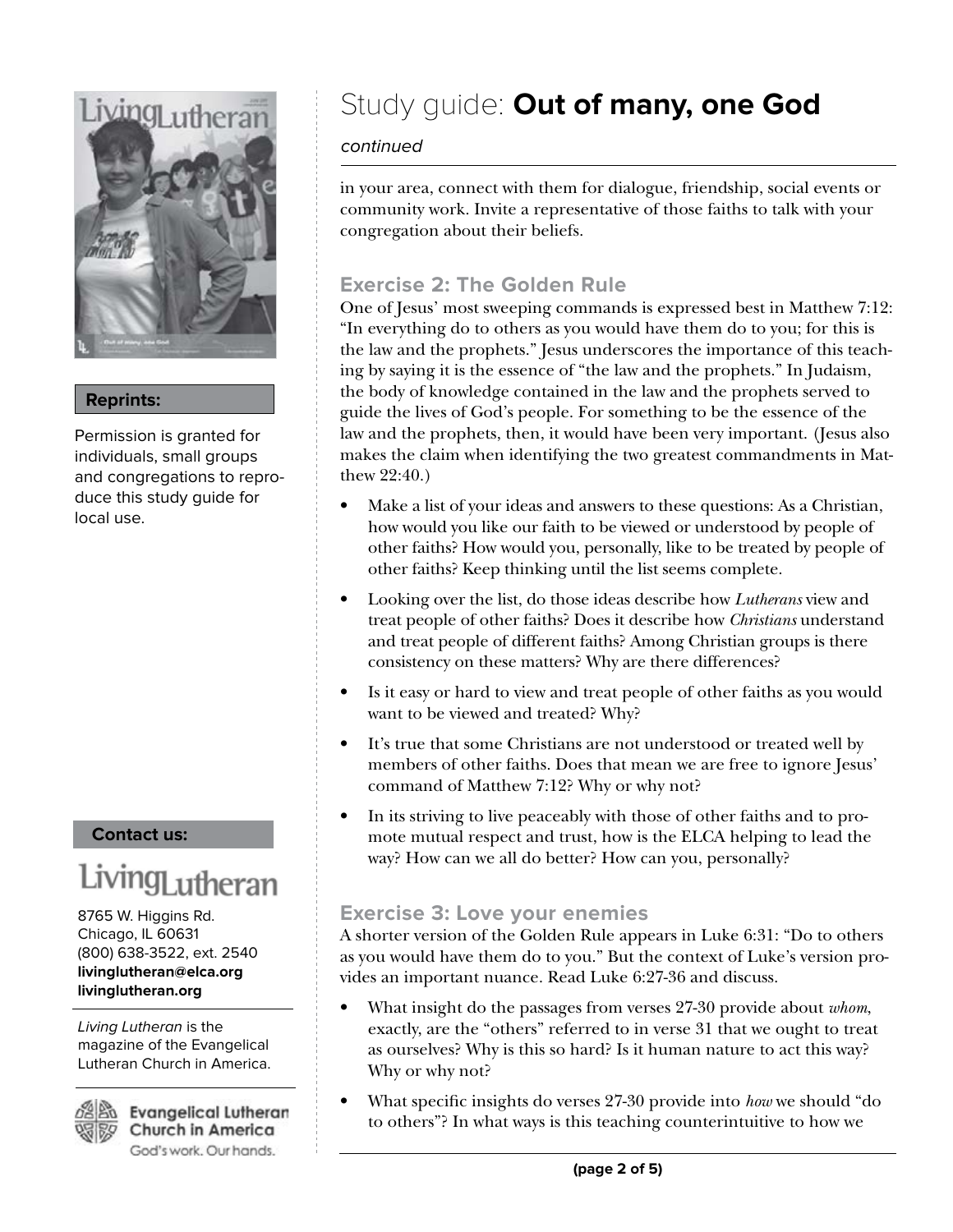# Study guide: **Out of many, one God**

*continued*

in your area, connect with them for dialogue, friendship, social events or community work. Invite a representative of those faiths to talk with your congregation about their beliefs.

## Exercise 2: The Golden Rule

One of Jesus' most sweeping commands is expressed best in Matthew 7:12: "In everything do to others as you would have them do to you; for this is the law and the prophets." Jesus underscores the importance of this teaching by saying it is the essence of "the law and the prophets." In Judaism, the body of knowledge contained in the law and the prophets served to guide the lives of God's people. For something to be the essence of the law and the prophets, then, it would have been very important. (Jesus also makes the claim when identifying the two greatest commandments in Matthew 22:40.)

- Make a list of your ideas and answers to these questions: As a Christian, how would you like our faith to be viewed or understood by people of other faiths? How would you, personally, like to be treated by people of other faiths? Keep thinking until the list seems complete.
- Looking over the list, do those ideas describe how *Lutherans* view and treat people of other faiths? Does it describe how *Christians* understand and treat people of different faiths? Among Christian groups is there consistency on these matters? Why are there differences?
- Is it easy or hard to view and treat people of other faiths as you would want to be viewed and treated? Why?
- It's true that some Christians are not understood or treated well by members of other faiths. Does that mean we are free to ignore Jesus' command of Matthew 7:12? Why or why not?
- In its striving to live peaceably with those of other faiths and to promote mutual respect and trust, how is the ELCA helping to lead the way? How can we all do better? How can you, personally?

## Exercise 3: Love your enemies

A shorter version of the Golden Rule appears in Luke 6:31: "Do to others as you would have them do to you." But the context of Luke's version provides an important nuance. Read Luke 6:27-36 and discuss.

- What insight do the passages from verses 27-30 provide about *whom*, exactly, are the "others" referred to in verse 31 that we ought to treat as ourselves? Why is this so hard? Is it human nature to act this way? Why or why not?
- What specific insights do verses 27-30 provide into *how* we should "do to others"? In what ways is this teaching counterintuitive to how we

**Reprints:**

Permission is granted for individuals, small groups and congregations to reproduce this study guide for local use.

**Contact us:**

Living Lutheran

8765 W. Higgins Rd.
Chicago, IL 60631
(800) 638-3522, ext. 2540
**livinglutheran@elca.org**
**livinglutheran.org**

*Living Lutheran* is the magazine of the Evangelical Lutheran Church in America.

Evangelical Lutheran Church in America
God's work. Our hands.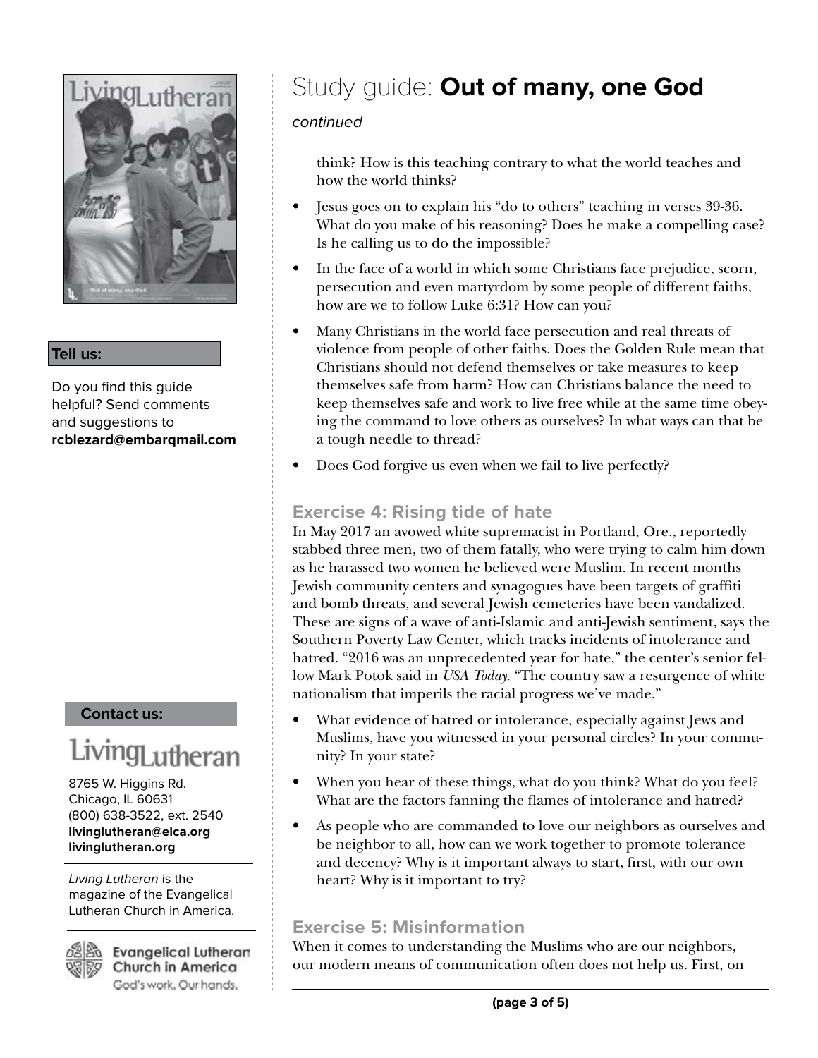think? How is this teaching contrary to what the world teaches and how the world thinks?

- Jesus goes on to explain his "do to others" teaching in verses 39-36. What do you make of his reasoning? Does he make a compelling case? Is he calling us to do the impossible?
- In the face of a world in which some Christians face prejudice, scorn, persecution and even martyrdom by some people of different faiths, how are we to follow Luke 6:31? How can you?
- Many Christians in the world face persecution and real threats of violence from people of other faiths. Does the Golden Rule mean that Christians should not defend themselves or take measures to keep themselves safe from harm? How can Christians balance the need to keep themselves safe and work to live free while at the same time obeying the command to love others as ourselves? In what ways can that be a tough needle to thread?
- Does God forgive us even when we fail to live perfectly?

## Exercise 4: Rising tide of hate

In May 2017 an avowed white supremacist in Portland, Ore., reportedly stabbed three men, two of them fatally, who were trying to calm him down as he harassed two women he believed were Muslim. In recent months Jewish community centers and synagogues have been targets of graffiti and bomb threats, and several Jewish cemeteries have been vandalized. These are signs of a wave of anti-Islamic and anti-Jewish sentiment, says the Southern Poverty Law Center, which tracks incidents of intolerance and hatred. "2016 was an unprecedented year for hate," the center's senior fellow Mark Potok said in *USA Today*. "The country saw a resurgence of white nationalism that imperils the racial progress we've made."

- What evidence of hatred or intolerance, especially against Jews and Muslims, have you witnessed in your personal circles? In your community? In your state?
- When you hear of these things, what do you think? What do you feel? What are the factors fanning the flames of intolerance and hatred?
- As people who are commanded to love our neighbors as ourselves and be neighbor to all, how can we work together to promote tolerance and decency? Why is it important always to start, first, with our own heart? Why is it important to try?

## Exercise 5: Misinformation

When it comes to understanding the Muslims who are our neighbors, our modern means of communication often does not help us. First, on

**Tell us:**

Do you find this guide helpful? Send comments and suggestions to **rcblezard@embarqmail.com**

**Contact us:**

Living Lutheran

8765 W. Higgins Rd.
Chicago, IL 60631
(800) 638-3522, ext. 2540
**livinglutheran@elca.org**
**livinglutheran.org**

*Living Lutheran* is the magazine of the Evangelical Lutheran Church in America.

Evangelical Lutheran Church in America
God's work. Our hands.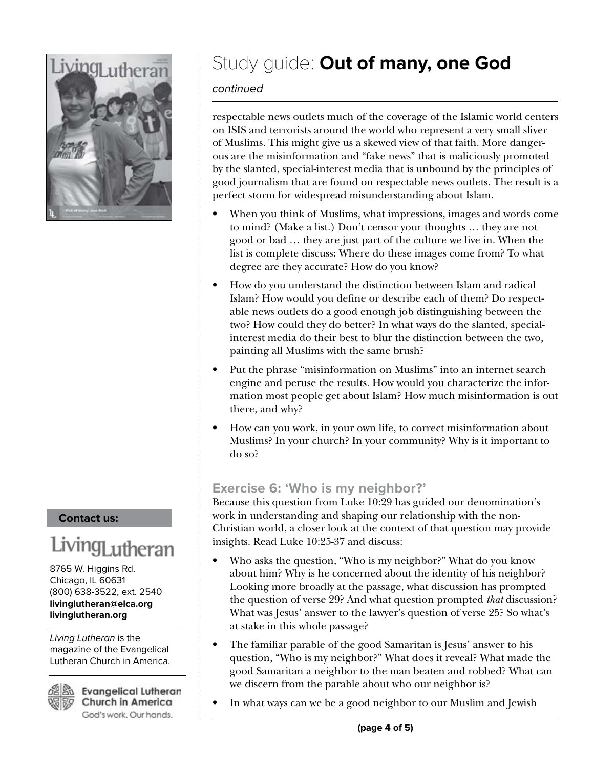# Study guide: **Out of many, one God**

*continued*

respectable news outlets much of the coverage of the Islamic world centers on ISIS and terrorists around the world who represent a very small sliver of Muslims. This might give us a skewed view of that faith. More dangerous are the misinformation and "fake news" that is maliciously promoted by the slanted, special-interest media that is unbound by the principles of good journalism that are found on respectable news outlets. The result is a perfect storm for widespread misunderstanding about Islam.

- When you think of Muslims, what impressions, images and words come to mind? (Make a list.) Don't censor your thoughts … they are not good or bad … they are just part of the culture we live in. When the list is complete discuss: Where do these images come from? To what degree are they accurate? How do you know?
- How do you understand the distinction between Islam and radical Islam? How would you define or describe each of them? Do respectable news outlets do a good enough job distinguishing between the two? How could they do better? In what ways do the slanted, special-interest media do their best to blur the distinction between the two, painting all Muslims with the same brush?
- Put the phrase "misinformation on Muslims" into an internet search engine and peruse the results. How would you characterize the information most people get about Islam? How much misinformation is out there, and why?
- How can you work, in your own life, to correct misinformation about Muslims? In your church? In your community? Why is it important to do so?

## Exercise 6: 'Who is my neighbor?'

Because this question from Luke 10:29 has guided our denomination's work in understanding and shaping our relationship with the non-Christian world, a closer look at the context of that question may provide insights. Read Luke 10:25-37 and discuss:

- Who asks the question, "Who is my neighbor?" What do you know about him? Why is he concerned about the identity of his neighbor? Looking more broadly at the passage, what discussion has prompted the question of verse 29? And what question prompted *that* discussion? What was Jesus' answer to the lawyer's question of verse 25? So what's at stake in this whole passage?
- The familiar parable of the good Samaritan is Jesus' answer to his question, "Who is my neighbor?" What does it reveal? What made the good Samaritan a neighbor to the man beaten and robbed? What can we discern from the parable about who our neighbor is?
- In what ways can we be a good neighbor to our Muslim and Jewish

**Contact us:**

Living Lutheran

8765 W. Higgins Rd.
Chicago, IL 60631
(800) 638-3522, ext. 2540
**livinglutheran@elca.org**
**livinglutheran.org**

*Living Lutheran* is the magazine of the Evangelical Lutheran Church in America.

Evangelical Lutheran Church in America
God's work. Our hands.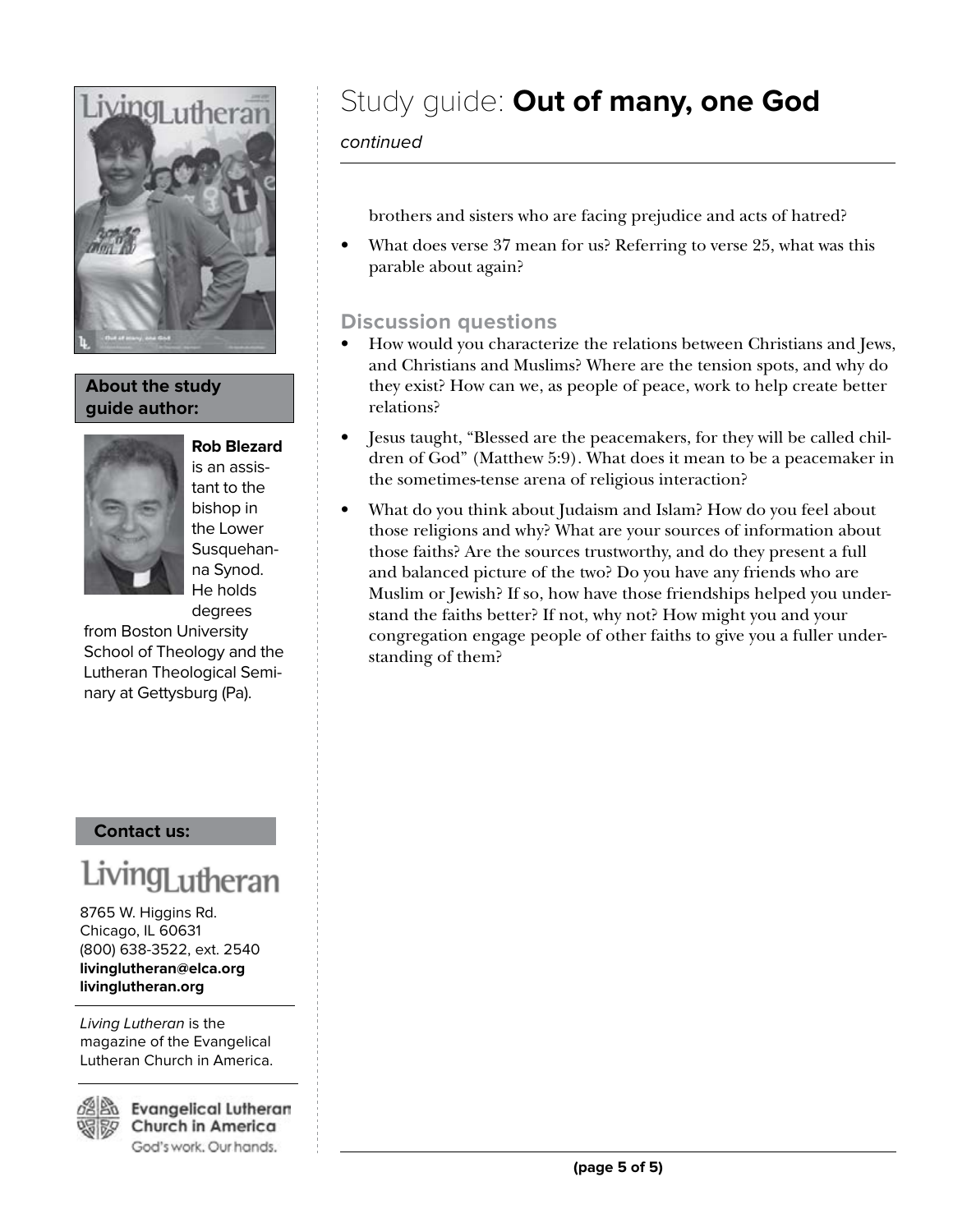# Study guide: **Out of many, one God**

*continued*

brothers and sisters who are facing prejudice and acts of hatred?

- What does verse 37 mean for us? Referring to verse 25, what was this parable about again?

## Discussion questions

- How would you characterize the relations between Christians and Jews, and Christians and Muslims? Where are the tension spots, and why do they exist? How can we, as people of peace, work to help create better relations?
- Jesus taught, "Blessed are the peacemakers, for they will be called children of God" (Matthew 5:9). What does it mean to be a peacemaker in the sometimes-tense arena of religious interaction?
- What do you think about Judaism and Islam? How do you feel about those religions and why? What are your sources of information about those faiths? Are the sources trustworthy, and do they present a full and balanced picture of the two? Do you have any friends who are Muslim or Jewish? If so, how have those friendships helped you understand the faiths better? If not, why not? How might you and your congregation engage people of other faiths to give you a fuller understanding of them?

**About the study guide author:**

**Rob Blezard** is an assistant to the bishop in the Lower Susquehanna Synod. He holds degrees from Boston University School of Theology and the Lutheran Theological Seminary at Gettysburg (Pa).

**Contact us:**

Living Lutheran

8765 W. Higgins Rd.
Chicago, IL 60631
(800) 638-3522, ext. 2540
**livinglutheran@elca.org**
**livinglutheran.org**

*Living Lutheran* is the magazine of the Evangelical Lutheran Church in America.

Evangelical Lutheran Church in America
God's work. Our hands.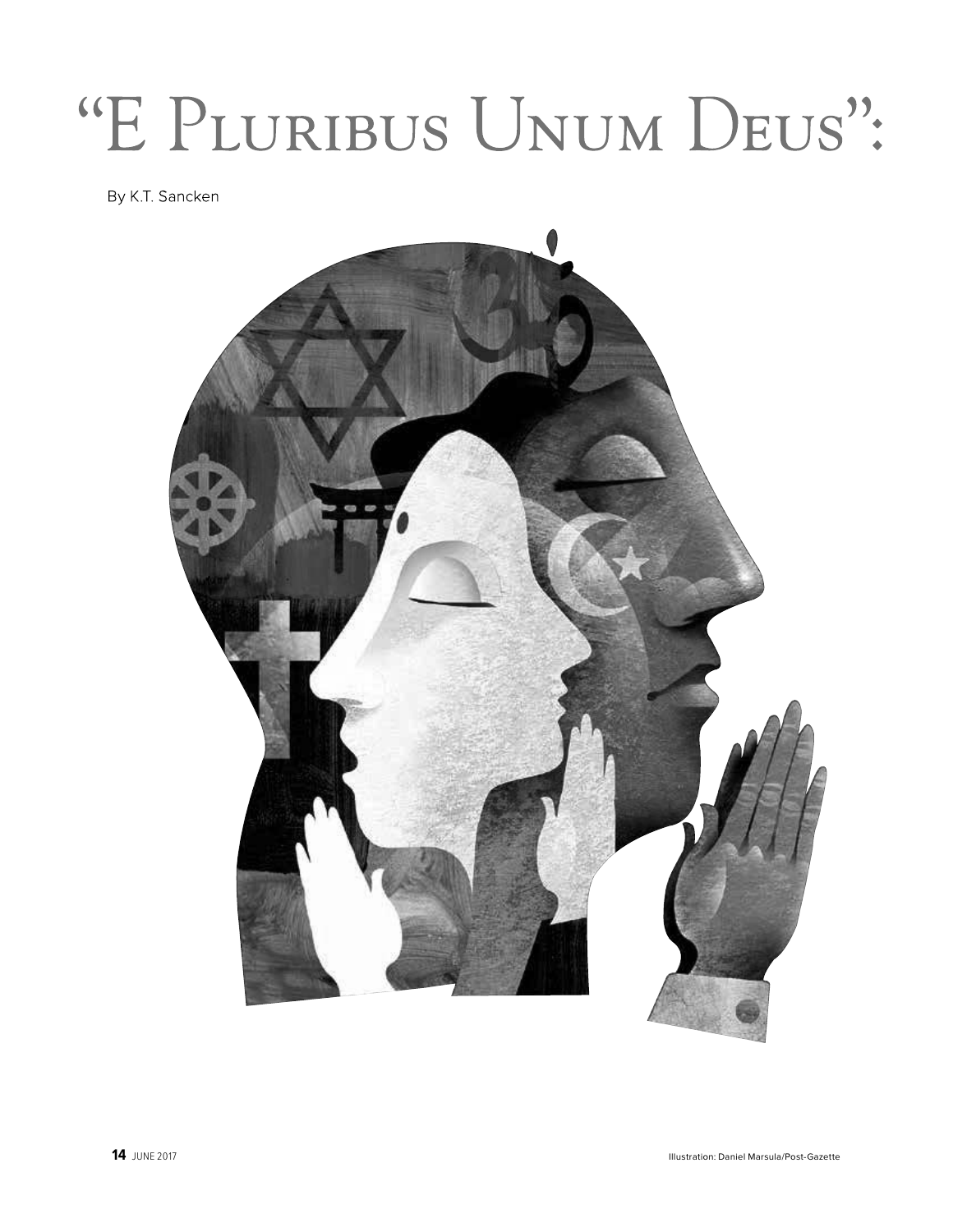# "E Pluribus Unum Deus":

By K.T. Sancken

Illustration: Daniel Marsula/Post-Gazette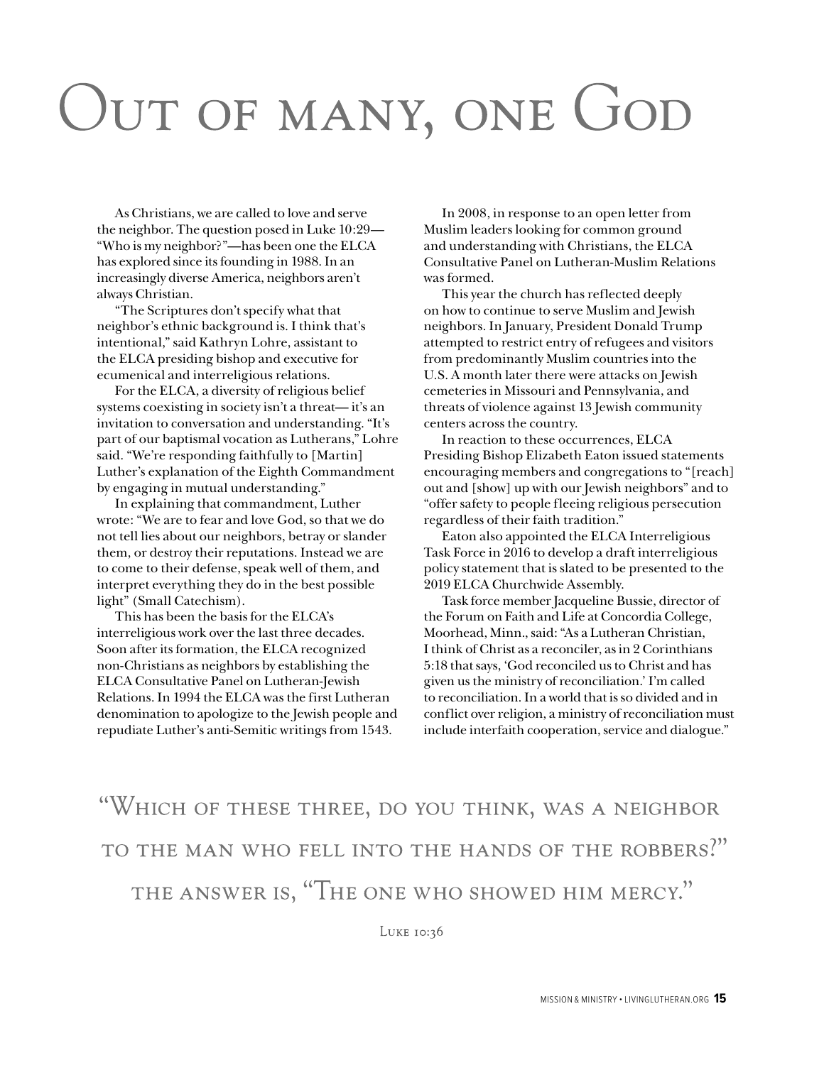# Out of many, one God

As Christians, we are called to love and serve the neighbor. The question posed in Luke 10:29—"Who is my neighbor?"—has been one the ELCA has explored since its founding in 1988. In an increasingly diverse America, neighbors aren't always Christian.

"The Scriptures don't specify what that neighbor's ethnic background is. I think that's intentional," said Kathryn Lohre, assistant to the ELCA presiding bishop and executive for ecumenical and interreligious relations.

For the ELCA, a diversity of religious belief systems coexisting in society isn't a threat— it's an invitation to conversation and understanding. "It's part of our baptismal vocation as Lutherans," Lohre said. "We're responding faithfully to [Martin] Luther's explanation of the Eighth Commandment by engaging in mutual understanding."

In explaining that commandment, Luther wrote: "We are to fear and love God, so that we do not tell lies about our neighbors, betray or slander them, or destroy their reputations. Instead we are to come to their defense, speak well of them, and interpret everything they do in the best possible light" (Small Catechism).

This has been the basis for the ELCA's interreligious work over the last three decades. Soon after its formation, the ELCA recognized non-Christians as neighbors by establishing the ELCA Consultative Panel on Lutheran-Jewish Relations. In 1994 the ELCA was the first Lutheran denomination to apologize to the Jewish people and repudiate Luther's anti-Semitic writings from 1543.

In 2008, in response to an open letter from Muslim leaders looking for common ground and understanding with Christians, the ELCA Consultative Panel on Lutheran-Muslim Relations was formed.

This year the church has reflected deeply on how to continue to serve Muslim and Jewish neighbors. In January, President Donald Trump attempted to restrict entry of refugees and visitors from predominantly Muslim countries into the U.S. A month later there were attacks on Jewish cemeteries in Missouri and Pennsylvania, and threats of violence against 13 Jewish community centers across the country.

In reaction to these occurrences, ELCA Presiding Bishop Elizabeth Eaton issued statements encouraging members and congregations to "[reach] out and [show] up with our Jewish neighbors" and to "offer safety to people fleeing religious persecution regardless of their faith tradition."

Eaton also appointed the ELCA Interreligious Task Force in 2016 to develop a draft interreligious policy statement that is slated to be presented to the 2019 ELCA Churchwide Assembly.

Task force member Jacqueline Bussie, director of the Forum on Faith and Life at Concordia College, Moorhead, Minn., said: "As a Lutheran Christian, I think of Christ as a reconciler, as in 2 Corinthians 5:18 that says, 'God reconciled us to Christ and has given us the ministry of reconciliation.' I'm called to reconciliation. In a world that is so divided and in conflict over religion, a ministry of reconciliation must include interfaith cooperation, service and dialogue."

> "Which of these three, do you think, was a neighbor to the man who fell into the hands of the robbers?" the answer is, "The one who showed him mercy."
>
> Luke 10:36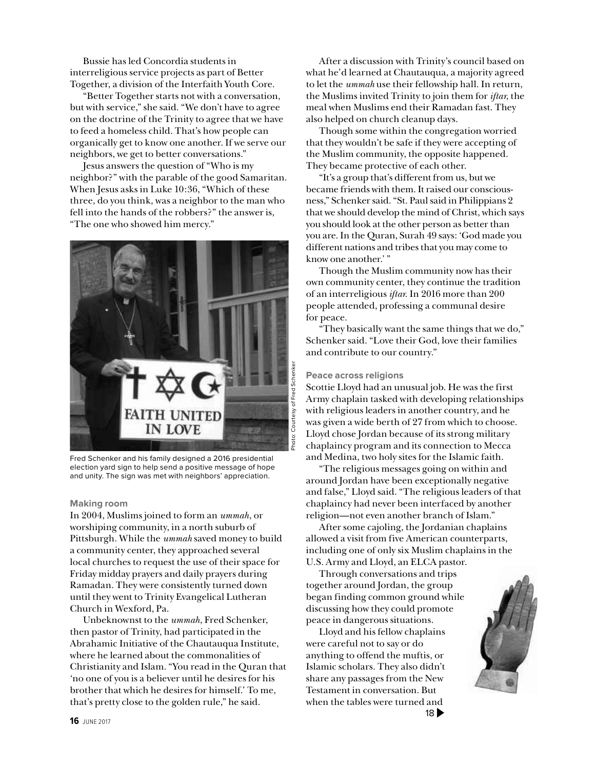Bussie has led Concordia students in interreligious service projects as part of Better Together, a division of the Interfaith Youth Core.

"Better Together starts not with a conversation, but with service," she said. "We don't have to agree on the doctrine of the Trinity to agree that we have to feed a homeless child. That's how people can organically get to know one another. If we serve our neighbors, we get to better conversations."

Jesus answers the question of "Who is my neighbor?" with the parable of the good Samaritan. When Jesus asks in Luke 10:36, "Which of these three, do you think, was a neighbor to the man who fell into the hands of the robbers?" the answer is, "The one who showed him mercy."

Photo: Courtesy of Fred Schenker

Fred Schenker and his family designed a 2016 presidential election yard sign to help send a positive message of hope and unity. The sign was met with neighbors' appreciation.

### Making room

In 2004, Muslims joined to form an *ummah*, or worshiping community, in a north suburb of Pittsburgh. While the *ummah* saved money to build a community center, they approached several local churches to request the use of their space for Friday midday prayers and daily prayers during Ramadan. They were consistently turned down until they went to Trinity Evangelical Lutheran Church in Wexford, Pa.

Unbeknownst to the *ummah*, Fred Schenker, then pastor of Trinity, had participated in the Abrahamic Initiative of the Chautauqua Institute, where he learned about the commonalities of Christianity and Islam. "You read in the Quran that 'no one of you is a believer until he desires for his brother that which he desires for himself.' To me, that's pretty close to the golden rule," he said.

After a discussion with Trinity's council based on what he'd learned at Chautauqua, a majority agreed to let the *ummah* use their fellowship hall. In return, the Muslims invited Trinity to join them for *iftar*, the meal when Muslims end their Ramadan fast. They also helped on church cleanup days.

Though some within the congregation worried that they wouldn't be safe if they were accepting of the Muslim community, the opposite happened. They became protective of each other.

"It's a group that's different from us, but we became friends with them. It raised our consciousness," Schenker said. "St. Paul said in Philippians 2 that we should develop the mind of Christ, which says you should look at the other person as better than you are. In the Quran, Surah 49 says: 'God made you different nations and tribes that you may come to know one another.' "

Though the Muslim community now has their own community center, they continue the tradition of an interreligious *iftar*. In 2016 more than 200 people attended, professing a communal desire for peace.

"They basically want the same things that we do," Schenker said. "Love their God, love their families and contribute to our country."

### Peace across religions

Scottie Lloyd had an unusual job. He was the first Army chaplain tasked with developing relationships with religious leaders in another country, and he was given a wide berth of 27 from which to choose. Lloyd chose Jordan because of its strong military chaplaincy program and its connection to Mecca and Medina, two holy sites for the Islamic faith.

"The religious messages going on within and around Jordan have been exceptionally negative and false," Lloyd said. "The religious leaders of that chaplaincy had never been interfaced by another religion—not even another branch of Islam."

After some cajoling, the Jordanian chaplains allowed a visit from five American counterparts, including one of only six Muslim chaplains in the U.S. Army and Lloyd, an ELCA pastor.

Through conversations and trips together around Jordan, the group began finding common ground while discussing how they could promote peace in dangerous situations.

Lloyd and his fellow chaplains were careful not to say or do anything to offend the muftis, or Islamic scholars. They also didn't share any passages from the New Testament in conversation. But when the tables were turned and

18 ▶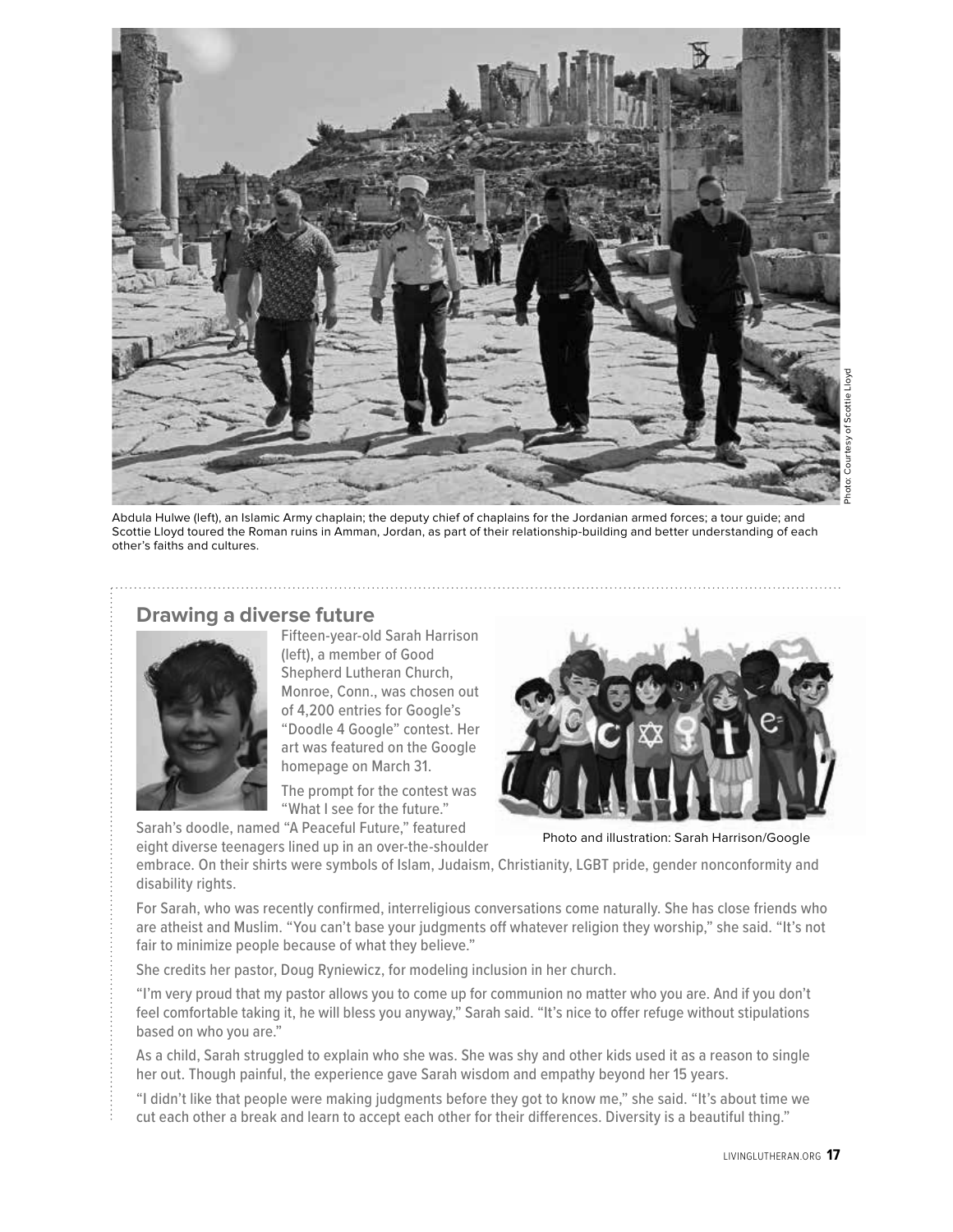Photo: Courtesy of Scottie Lloyd

Abdula Hulwe (left), an Islamic Army chaplain; the deputy chief of chaplains for the Jordanian armed forces; a tour guide; and Scottie Lloyd toured the Roman ruins in Amman, Jordan, as part of their relationship-building and better understanding of each other's faiths and cultures.

## Drawing a diverse future

Fifteen-year-old Sarah Harrison (left), a member of Good Shepherd Lutheran Church, Monroe, Conn., was chosen out of 4,200 entries for Google's "Doodle 4 Google" contest. Her art was featured on the Google homepage on March 31.

The prompt for the contest was "What I see for the future." Sarah's doodle, named "A Peaceful Future," featured eight diverse teenagers lined up in an over-the-shoulder embrace. On their shirts were symbols of Islam, Judaism, Christianity, LGBT pride, gender nonconformity and disability rights.

Photo and illustration: Sarah Harrison/Google

For Sarah, who was recently confirmed, interreligious conversations come naturally. She has close friends who are atheist and Muslim. "You can't base your judgments off whatever religion they worship," she said. "It's not fair to minimize people because of what they believe."

She credits her pastor, Doug Ryniewicz, for modeling inclusion in her church.

"I'm very proud that my pastor allows you to come up for communion no matter who you are. And if you don't feel comfortable taking it, he will bless you anyway," Sarah said. "It's nice to offer refuge without stipulations based on who you are."

As a child, Sarah struggled to explain who she was. She was shy and other kids used it as a reason to single her out. Though painful, the experience gave Sarah wisdom and empathy beyond her 15 years.

"I didn't like that people were making judgments before they got to know me," she said. "It's about time we cut each other a break and learn to accept each other for their differences. Diversity is a beautiful thing."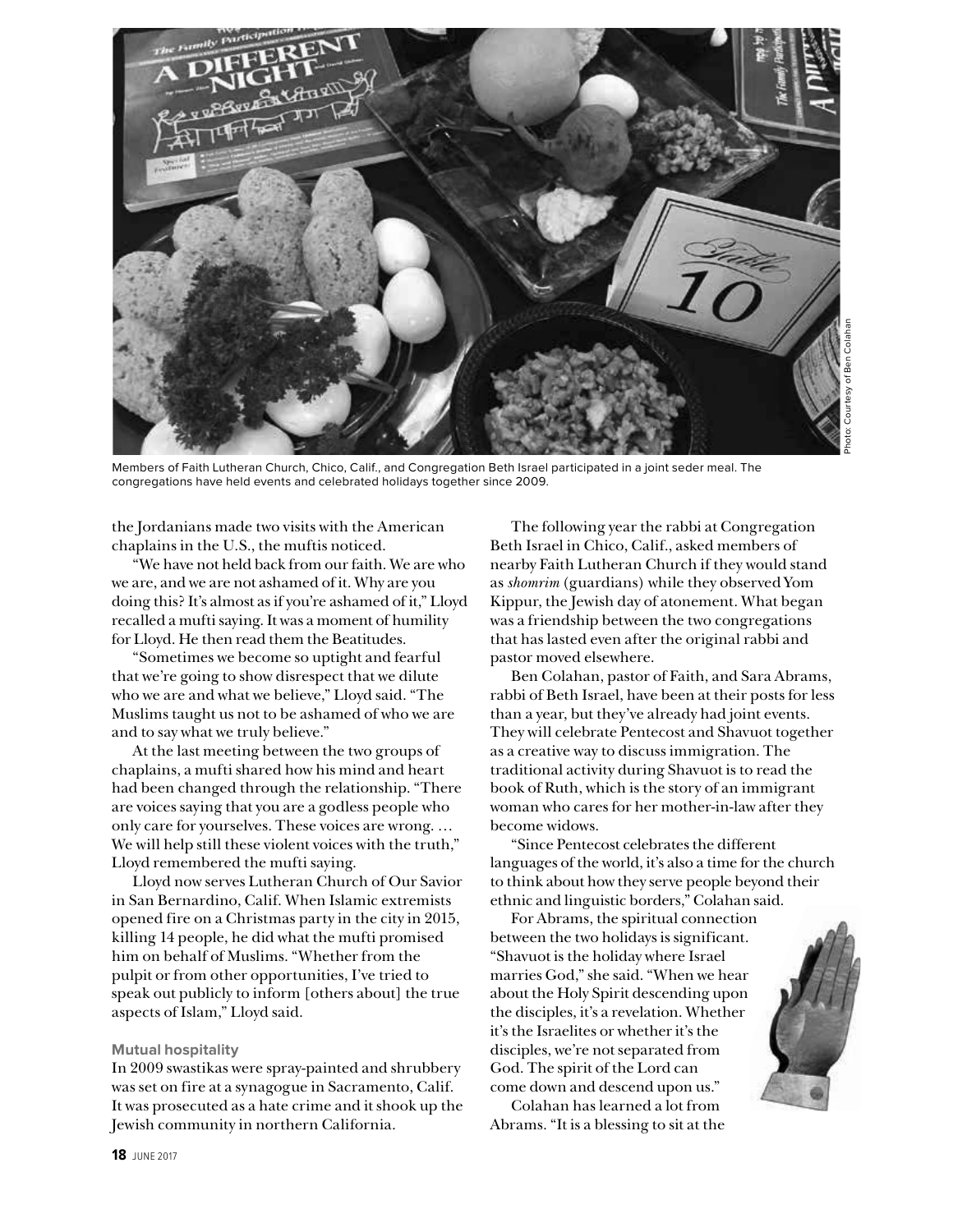Members of Faith Lutheran Church, Chico, Calif., and Congregation Beth Israel participated in a joint seder meal. The congregations have held events and celebrated holidays together since 2009.

Photo: Courtesy of Ben Colahan

the Jordanians made two visits with the American chaplains in the U.S., the muftis noticed.

"We have not held back from our faith. We are who we are, and we are not ashamed of it. Why are you doing this? It's almost as if you're ashamed of it," Lloyd recalled a mufti saying. It was a moment of humility for Lloyd. He then read them the Beatitudes.

"Sometimes we become so uptight and fearful that we're going to show disrespect that we dilute who we are and what we believe," Lloyd said. "The Muslims taught us not to be ashamed of who we are and to say what we truly believe."

At the last meeting between the two groups of chaplains, a mufti shared how his mind and heart had been changed through the relationship. "There are voices saying that you are a godless people who only care for yourselves. These voices are wrong. … We will help still these violent voices with the truth," Lloyd remembered the mufti saying.

Lloyd now serves Lutheran Church of Our Savior in San Bernardino, Calif. When Islamic extremists opened fire on a Christmas party in the city in 2015, killing 14 people, he did what the mufti promised him on behalf of Muslims. "Whether from the pulpit or from other opportunities, I've tried to speak out publicly to inform [others about] the true aspects of Islam," Lloyd said.

**Mutual hospitality**

In 2009 swastikas were spray-painted and shrubbery was set on fire at a synagogue in Sacramento, Calif. It was prosecuted as a hate crime and it shook up the Jewish community in northern California.

The following year the rabbi at Congregation Beth Israel in Chico, Calif., asked members of nearby Faith Lutheran Church if they would stand as *shomrim* (guardians) while they observed Yom Kippur, the Jewish day of atonement. What began was a friendship between the two congregations that has lasted even after the original rabbi and pastor moved elsewhere.

Ben Colahan, pastor of Faith, and Sara Abrams, rabbi of Beth Israel, have been at their posts for less than a year, but they've already had joint events. They will celebrate Pentecost and Shavuot together as a creative way to discuss immigration. The traditional activity during Shavuot is to read the book of Ruth, which is the story of an immigrant woman who cares for her mother-in-law after they become widows.

"Since Pentecost celebrates the different languages of the world, it's also a time for the church to think about how they serve people beyond their ethnic and linguistic borders," Colahan said.

For Abrams, the spiritual connection between the two holidays is significant. "Shavuot is the holiday where Israel marries God," she said. "When we hear about the Holy Spirit descending upon the disciples, it's a revelation. Whether it's the Israelites or whether it's the disciples, we're not separated from God. The spirit of the Lord can come down and descend upon us."

Colahan has learned a lot from Abrams. "It is a blessing to sit at the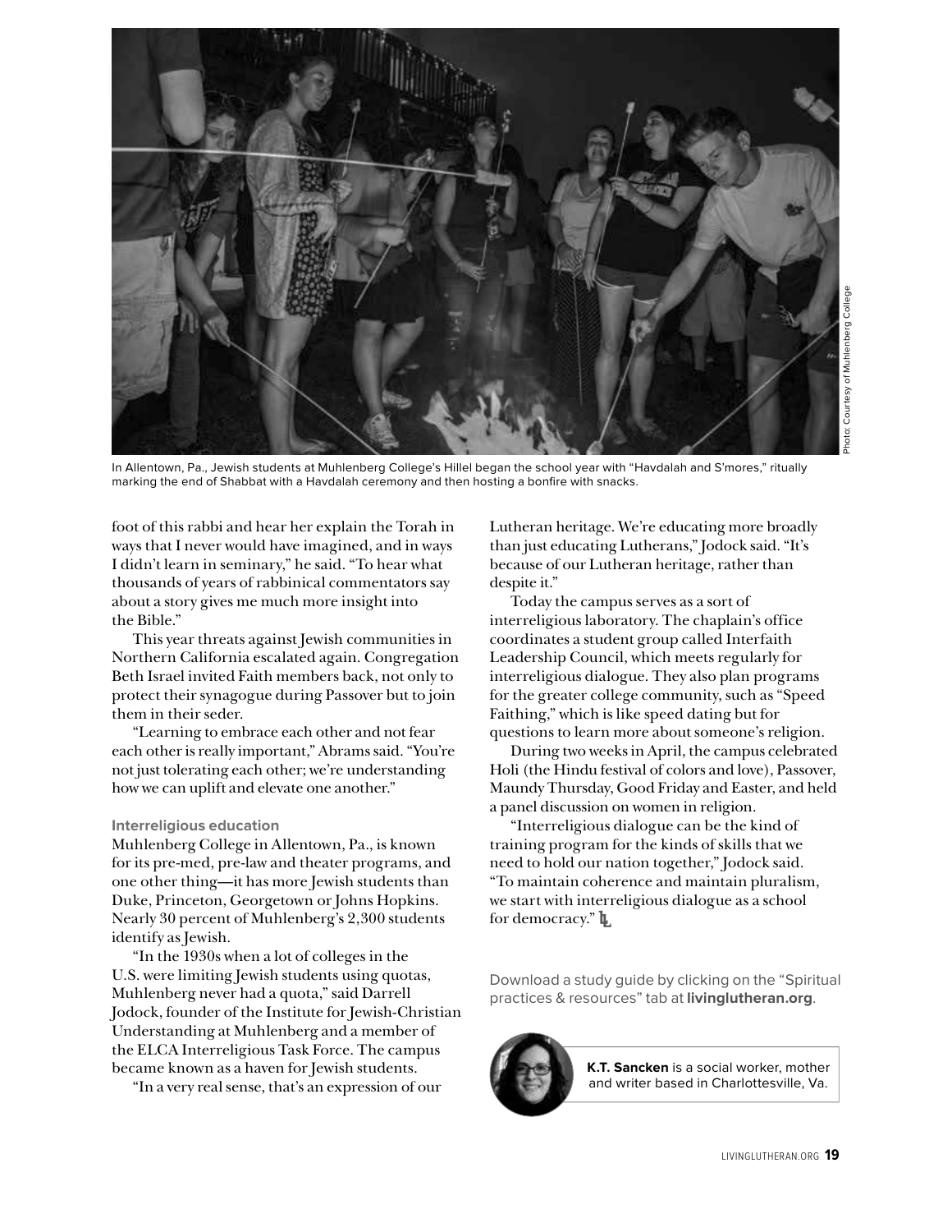In Allentown, Pa., Jewish students at Muhlenberg College's Hillel began the school year with "Havdalah and S'mores," ritually marking the end of Shabbat with a Havdalah ceremony and then hosting a bonfire with snacks.

Photo: Courtesy of Muhlenberg College

foot of this rabbi and hear her explain the Torah in ways that I never would have imagined, and in ways I didn't learn in seminary," he said. "To hear what thousands of years of rabbinical commentators say about a story gives me much more insight into the Bible."

This year threats against Jewish communities in Northern California escalated again. Congregation Beth Israel invited Faith members back, not only to protect their synagogue during Passover but to join them in their seder.

"Learning to embrace each other and not fear each other is really important," Abrams said. "You're not just tolerating each other; we're understanding how we can uplift and elevate one another."

#### Interreligious education

Muhlenberg College in Allentown, Pa., is known for its pre-med, pre-law and theater programs, and one other thing—it has more Jewish students than Duke, Princeton, Georgetown or Johns Hopkins. Nearly 30 percent of Muhlenberg's 2,300 students identify as Jewish.

"In the 1930s when a lot of colleges in the U.S. were limiting Jewish students using quotas, Muhlenberg never had a quota," said Darrell Jodock, founder of the Institute for Jewish-Christian Understanding at Muhlenberg and a member of the ELCA Interreligious Task Force. The campus became known as a haven for Jewish students.

"In a very real sense, that's an expression of our Lutheran heritage. We're educating more broadly than just educating Lutherans," Jodock said. "It's because of our Lutheran heritage, rather than despite it."

Today the campus serves as a sort of interreligious laboratory. The chaplain's office coordinates a student group called Interfaith Leadership Council, which meets regularly for interreligious dialogue. They also plan programs for the greater college community, such as "Speed Faithing," which is like speed dating but for questions to learn more about someone's religion.

During two weeks in April, the campus celebrated Holi (the Hindu festival of colors and love), Passover, Maundy Thursday, Good Friday and Easter, and held a panel discussion on women in religion.

"Interreligious dialogue can be the kind of training program for the kinds of skills that we need to hold our nation together," Jodock said. "To maintain coherence and maintain pluralism, we start with interreligious dialogue as a school for democracy."

Download a study guide by clicking on the "Spiritual practices & resources" tab at **livinglutheran.org**.

**K.T. Sancken** is a social worker, mother and writer based in Charlottesville, Va.